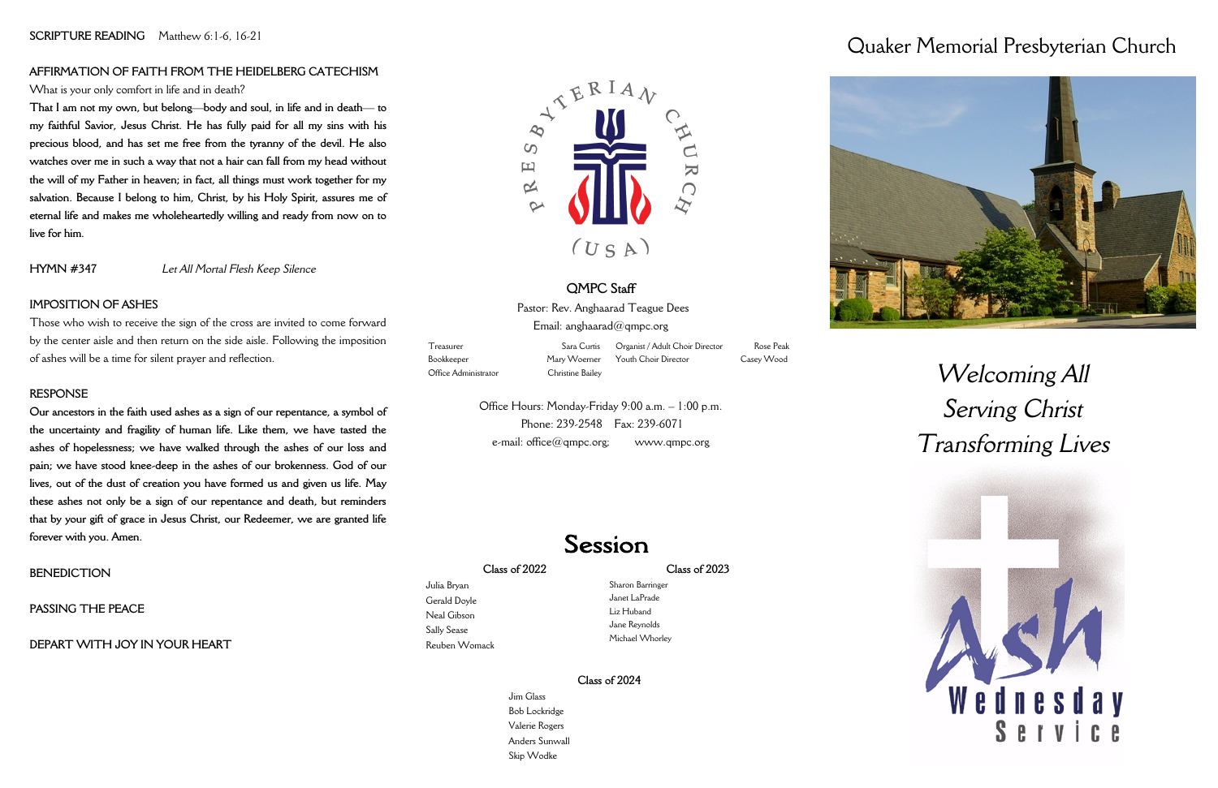**SCRIPTURE READING** Matthew 6:1-6, 16-21

**AFFIRMATION OF FAITH FROM THE HEIDELBERG CATECHISM**

What is your only comfort in life and in death?

**That I am not my own, but belong—body and soul, in life and in death— to my faithful Savior, Jesus Christ. He has fully paid for all my sins with his precious blood, and has set me free from the tyranny of the devil. He also watches over me in such a way that not a hair can fall from my head without the will of my Father in heaven; in fact, all things must work together for my salvation. Because I belong to him, Christ, by his Holy Spirit, assures me of eternal life and makes me wholeheartedly willing and ready from now on to live for him.**

**HYMN #347** *Let All Mortal Flesh Keep Silence*

**IMPOSITION OF ASHES**

Those who wish to receive the sign of the cross are invited to come forward by the center aisle and then return on the side aisle. Following the imposition of ashes will be a time for silent prayer and reflection.

**RESPONSE**

**Our ancestors in the faith used ashes as a sign of our repentance, a symbol of the uncertainty and fragility of human life. Like them, we have tasted the ashes of hopelessness; we have walked through the ashes of our loss and pain; we have stood knee-deep in the ashes of our brokenness. God of our lives, out of the dust of creation you have formed us and given us life. May these ashes not only be a sign of our repentance and death, but reminders that by your gift of grace in Jesus Christ, our Redeemer, we are granted life forever with you. Amen.**

**BENEDICTION**

**PASSING THE PEACE**

**DEPART WITH JOY IN YOUR HEART**

PRESBYTERIAN CHURCH (USA)

**QMPC Staff**

Pastor: Rev. Anghaarad Teague Dees

Email: anghaarad@qmpc.org

| | | | |
|---|---|---|---|
| Treasurer | Sara Curtis | Organist / Adult Choir Director | Rose Peak |
| Bookkeeper | Mary Woerner | Youth Choir Director | Casey Wood |
| Office Administrator | Christine Bailey | | |

Office Hours: Monday-Friday 9:00 a.m. – 1:00 p.m.

Phone: 239-2548 Fax: 239-6071

e-mail: office@qmpc.org; www.qmpc.org

## Session

**Class of 2022**

Julia Bryan
Gerald Doyle
Neal Gibson
Sally Sease
Reuben Womack

**Class of 2023**

Sharon Barringer
Janet LaPrade
Liz Huband
Jane Reynolds
Michael Whorley

**Class of 2024**

Jim Glass
Bob Lockridge
Valerie Rogers
Anders Sunwall
Skip Wodke

# Quaker Memorial Presbyterian Church

*Welcoming All*
*Serving Christ*
*Transforming Lives*

Ash Wednesday Service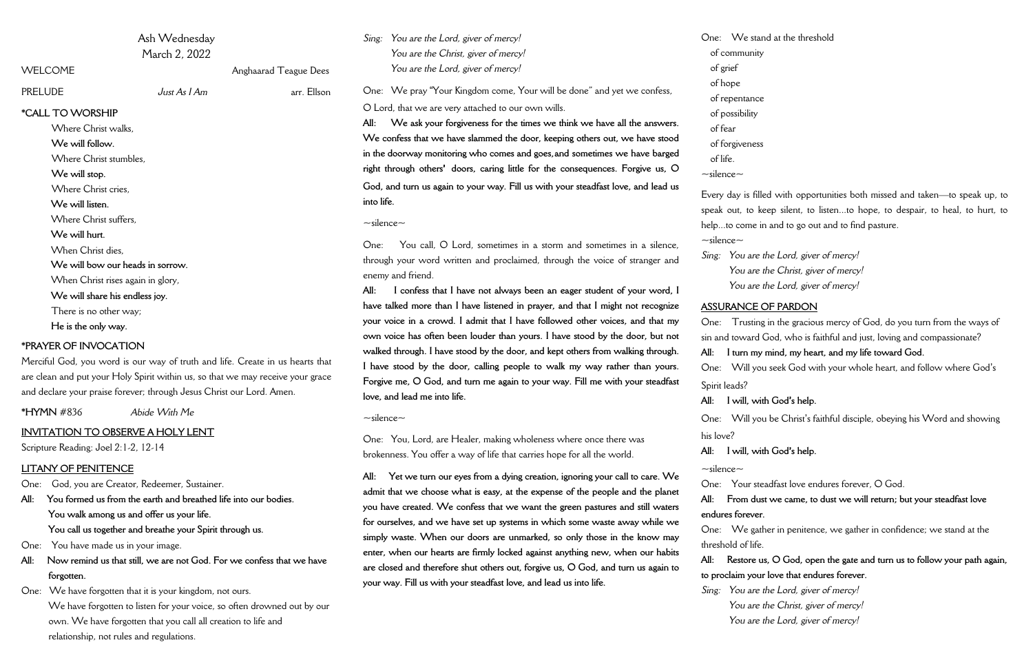Ash Wednesday
March 2, 2022

WELCOME Anghaarad Teague Dees

PRELUDE *Just As I Am* arr. Ellson

**\*CALL TO WORSHIP**

Where Christ walks,
**We will follow.**
Where Christ stumbles,
**We will stop.**
Where Christ cries,
**We will listen.**
Where Christ suffers,
**We will hurt.**
When Christ dies,
**We will bow our heads in sorrow.**
When Christ rises again in glory,
**We will share his endless joy.**
There is no other way;
**He is the only way.**

**\*PRAYER OF INVOCATION**

Merciful God, you word is our way of truth and life. Create in us hearts that are clean and put your Holy Spirit within us, so that we may receive your grace and declare your praise forever; through Jesus Christ our Lord. Amen.

**\*HYMN** #836 *Abide With Me*

**INVITATION TO OBSERVE A HOLY LENT**

Scripture Reading: Joel 2:1-2, 12-14

**LITANY OF PENITENCE**

One: God, you are Creator, Redeemer, Sustainer.

**All: You formed us from the earth and breathed life into our bodies. You walk among us and offer us your life. You call us together and breathe your Spirit through us.**

One: You have made us in your image.

**All: Now remind us that still, we are not God. For we confess that we have forgotten.**

One: We have forgotten that it is your kingdom, not ours. We have forgotten to listen for your voice, so often drowned out by our own. We have forgotten that you call all creation to life and relationship, not rules and regulations.

*Sing: You are the Lord, giver of mercy!*
*You are the Christ, giver of mercy!*
*You are the Lord, giver of mercy!*

One: We pray "Your Kingdom come, Your will be done" and yet we confess, O Lord, that we are very attached to our own wills.

**All: We ask your forgiveness for the times we think we have all the answers. We confess that we have slammed the door, keeping others out, we have stood in the doorway monitoring who comes and goes,and sometimes we have barged right through others' doors, caring little for the consequences. Forgive us, O God, and turn us again to your way. Fill us with your steadfast love, and lead us into life.**

~silence~

One: You call, O Lord, sometimes in a storm and sometimes in a silence, through your word written and proclaimed, through the voice of stranger and enemy and friend.

**All: I confess that I have not always been an eager student of your word, I have talked more than I have listened in prayer, and that I might not recognize your voice in a crowd. I admit that I have followed other voices, and that my own voice has often been louder than yours. I have stood by the door, but not walked through. I have stood by the door, and kept others from walking through. I have stood by the door, calling people to walk my way rather than yours. Forgive me, O God, and turn me again to your way. Fill me with your steadfast love, and lead me into life.**

~silence~

One: You, Lord, are Healer, making wholeness where once there was brokenness. You offer a way of life that carries hope for all the world.

**All: Yet we turn our eyes from a dying creation, ignoring your call to care. We admit that we choose what is easy, at the expense of the people and the planet you have created. We confess that we want the green pastures and still waters for ourselves, and we have set up systems in which some waste away while we simply waste. When our doors are unmarked, so only those in the know may enter, when our hearts are firmly locked against anything new, when our habits are closed and therefore shut others out, forgive us, O God, and turn us again to your way. Fill us with your steadfast love, and lead us into life.**

One: We stand at the threshold
of community
of grief
of hope
of repentance
of possibility
of fear
of forgiveness
of life.

~silence~

Every day is filled with opportunities both missed and taken—to speak up, to speak out, to keep silent, to listen...to hope, to despair, to heal, to hurt, to help...to come in and to go out and to find pasture.

~silence~

*Sing: You are the Lord, giver of mercy!*
*You are the Christ, giver of mercy!*
*You are the Lord, giver of mercy!*

**ASSURANCE OF PARDON**

One: Trusting in the gracious mercy of God, do you turn from the ways of sin and toward God, who is faithful and just, loving and compassionate?

**All: I turn my mind, my heart, and my life toward God.**

One: Will you seek God with your whole heart, and follow where God's Spirit leads?

**All: I will, with God's help.**

One: Will you be Christ's faithful disciple, obeying his Word and showing his love?

**All: I will, with God's help.**

~silence~

One: Your steadfast love endures forever, O God.

**All: From dust we came, to dust we will return; but your steadfast love endures forever.**

One: We gather in penitence, we gather in confidence; we stand at the threshold of life.

**All: Restore us, O God, open the gate and turn us to follow your path again, to proclaim your love that endures forever.**

*Sing: You are the Lord, giver of mercy!*
*You are the Christ, giver of mercy!*
*You are the Lord, giver of mercy!*